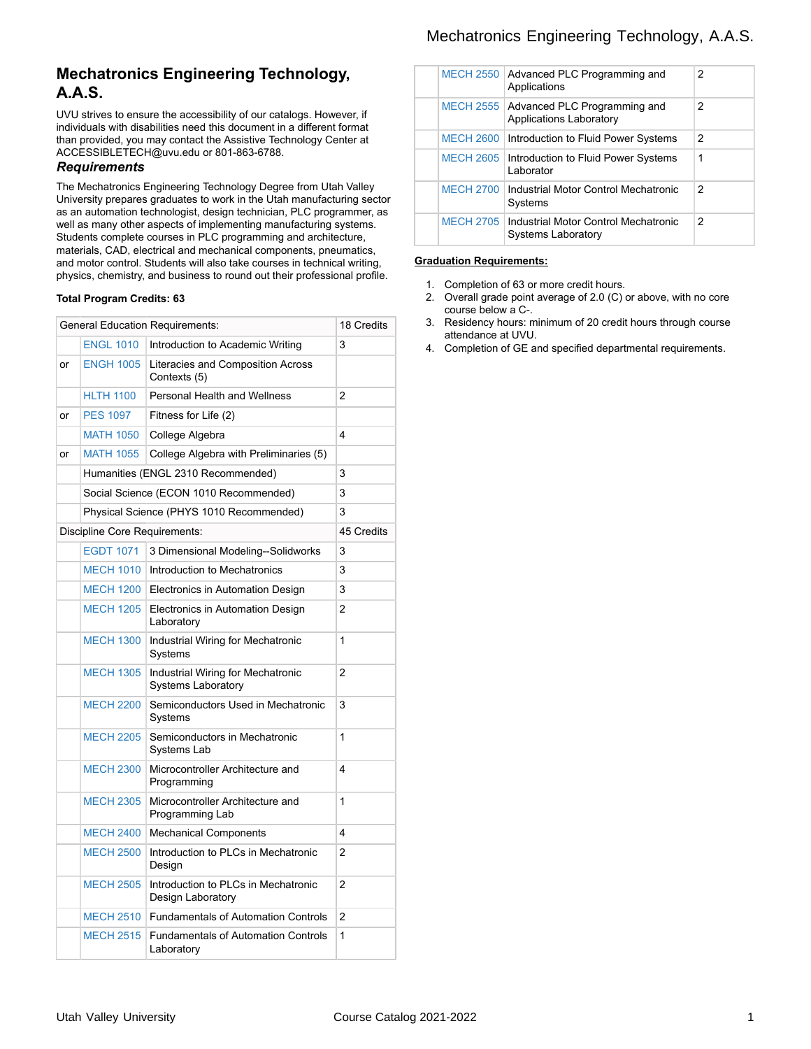# Mechatronics Engineering Technology, A.A.S.

UVU strives to ensure the accessibility of our catalogs. However, if individuals with disabilities need this document in a different format than provided, you may contact the Assistive Technology Center at ACCESSIBLETECH@uvu.edu or 801-863-6788.

### *Requirements*

The Mechatronics Engineering Technology Degree from Utah Valley University prepares graduates to work in the Utah manufacturing sector as an automation technologist, design technician, PLC programmer, as well as many other aspects of implementing manufacturing systems. Students complete courses in PLC programming and architecture, materials, CAD, electrical and mechanical components, pneumatics, and motor control. Students will also take courses in technical writing, physics, chemistry, and business to round out their professional profile.

**Total Program Credits: 63**

| General Education Requirements: | | | 18 Credits |
|---|---|---|---|
| | ENGL 1010 | Introduction to Academic Writing | 3 |
| or | ENGH 1005 | Literacies and Composition Across Contexts (5) | |
| | HLTH 1100 | Personal Health and Wellness | 2 |
| or | PES 1097 | Fitness for Life (2) | |
| | MATH 1050 | College Algebra | 4 |
| or | MATH 1055 | College Algebra with Preliminaries (5) | |
| | Humanities (ENGL 2310 Recommended) | | 3 |
| | Social Science (ECON 1010 Recommended) | | 3 |
| | Physical Science (PHYS 1010 Recommended) | | 3 |
| Discipline Core Requirements: | | | 45 Credits |
| | EGDT 1071 | 3 Dimensional Modeling--Solidworks | 3 |
| | MECH 1010 | Introduction to Mechatronics | 3 |
| | MECH 1200 | Electronics in Automation Design | 3 |
| | MECH 1205 | Electronics in Automation Design Laboratory | 2 |
| | MECH 1300 | Industrial Wiring for Mechatronic Systems | 1 |
| | MECH 1305 | Industrial Wiring for Mechatronic Systems Laboratory | 2 |
| | MECH 2200 | Semiconductors Used in Mechatronic Systems | 3 |
| | MECH 2205 | Semiconductors in Mechatronic Systems Lab | 1 |
| | MECH 2300 | Microcontroller Architecture and Programming | 4 |
| | MECH 2305 | Microcontroller Architecture and Programming Lab | 1 |
| | MECH 2400 | Mechanical Components | 4 |
| | MECH 2500 | Introduction to PLCs in Mechatronic Design | 2 |
| | MECH 2505 | Introduction to PLCs in Mechatronic Design Laboratory | 2 |
| | MECH 2510 | Fundamentals of Automation Controls | 2 |
| | MECH 2515 | Fundamentals of Automation Controls Laboratory | 1 |
| | MECH 2550 | Advanced PLC Programming and Applications | 2 |
| | MECH 2555 | Advanced PLC Programming and Applications Laboratory | 2 |
| | MECH 2600 | Introduction to Fluid Power Systems | 2 |
| | MECH 2605 | Introduction to Fluid Power Systems Laborator | 1 |
| | MECH 2700 | Industrial Motor Control Mechatronic Systems | 2 |
| | MECH 2705 | Industrial Motor Control Mechatronic Systems Laboratory | 2 |

**Graduation Requirements:**

1. Completion of 63 or more credit hours.
2. Overall grade point average of 2.0 (C) or above, with no core course below a C-.
3. Residency hours: minimum of 20 credit hours through course attendance at UVU.
4. Completion of GE and specified departmental requirements.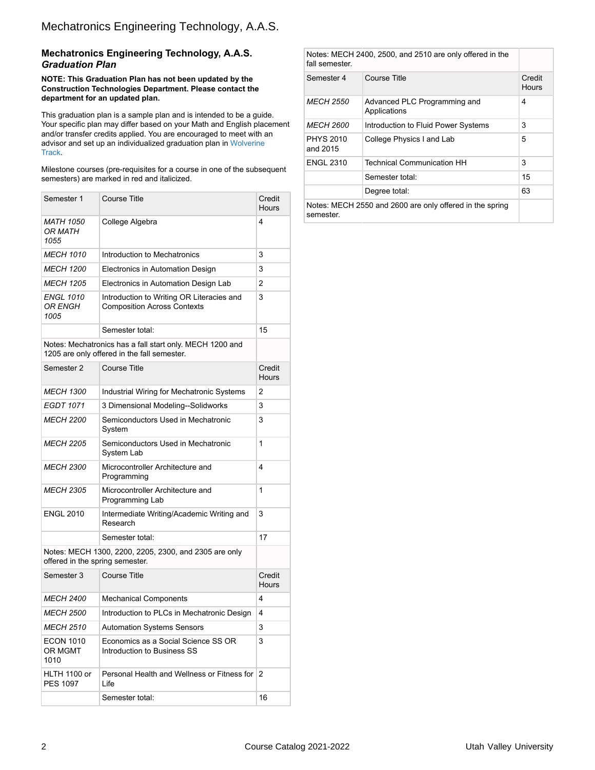# Mechatronics Engineering Technology, A.A.S.

## Mechatronics Engineering Technology, A.A.S. *Graduation Plan*

**NOTE: This Graduation Plan has not been updated by the Construction Technologies Department. Please contact the department for an updated plan.**

This graduation plan is a sample plan and is intended to be a guide. Your specific plan may differ based on your Math and English placement and/or transfer credits applied. You are encouraged to meet with an advisor and set up an individualized graduation plan in Wolverine Track.

Milestone courses (pre-requisites for a course in one of the subsequent semesters) are marked in red and italicized.

| Semester 1 | Course Title | Credit Hours |
|---|---|---|
| *MATH 1050 OR MATH 1055* | College Algebra | 4 |
| *MECH 1010* | Introduction to Mechatronics | 3 |
| *MECH 1200* | Electronics in Automation Design | 3 |
| *MECH 1205* | Electronics in Automation Design Lab | 2 |
| *ENGL 1010 OR ENGH 1005* | Introduction to Writing OR Literacies and Composition Across Contexts | 3 |
| | Semester total: | 15 |
| Notes: Mechatronics has a fall start only. MECH 1200 and 1205 are only offered in the fall semester. | | |
| **Semester 2** | **Course Title** | **Credit Hours** |
| *MECH 1300* | Industrial Wiring for Mechatronic Systems | 2 |
| *EGDT 1071* | 3 Dimensional Modeling--Solidworks | 3 |
| *MECH 2200* | Semiconductors Used in Mechatronic System | 3 |
| *MECH 2205* | Semiconductors Used in Mechatronic System Lab | 1 |
| *MECH 2300* | Microcontroller Architecture and Programming | 4 |
| *MECH 2305* | Microcontroller Architecture and Programming Lab | 1 |
| ENGL 2010 | Intermediate Writing/Academic Writing and Research | 3 |
| | Semester total: | 17 |
| Notes: MECH 1300, 2200, 2205, 2300, and 2305 are only offered in the spring semester. | | |
| **Semester 3** | **Course Title** | **Credit Hours** |
| *MECH 2400* | Mechanical Components | 4 |
| *MECH 2500* | Introduction to PLCs in Mechatronic Design | 4 |
| *MECH 2510* | Automation Systems Sensors | 3 |
| ECON 1010 OR MGMT 1010 | Economics as a Social Science SS OR Introduction to Business SS | 3 |
| HLTH 1100 or PES 1097 | Personal Health and Wellness or Fitness for Life | 2 |
| | Semester total: | 16 |
| Notes: MECH 2400, 2500, and 2510 are only offered in the fall semester. | | |
| **Semester 4** | **Course Title** | **Credit Hours** |
| *MECH 2550* | Advanced PLC Programming and Applications | 4 |
| *MECH 2600* | Introduction to Fluid Power Systems | 3 |
| PHYS 2010 and 2015 | College Physics I and Lab | 5 |
| ENGL 2310 | Technical Communication HH | 3 |
| | Semester total: | 15 |
| | Degree total: | 63 |
| Notes: MECH 2550 and 2600 are only offered in the spring semester. | | |